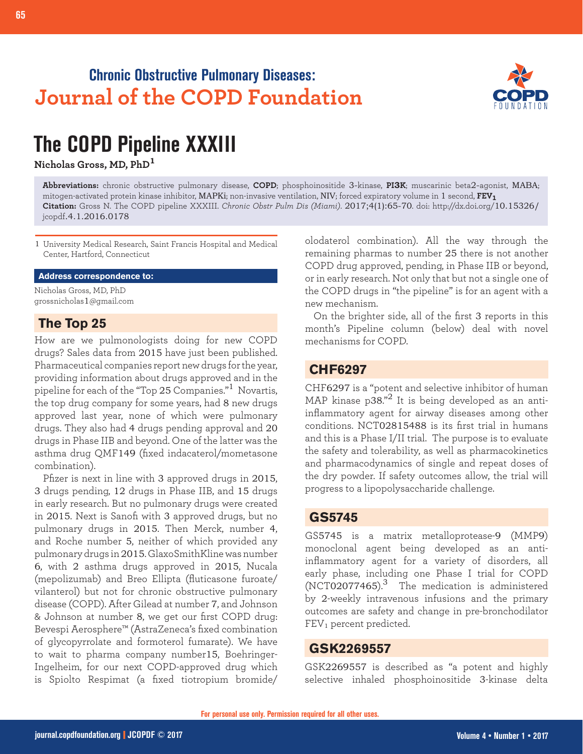Chronic Obstructive Pulmonary Diseases:
Journal of the COPD Foundation

# The COPD Pipeline XXXIII

**Nicholas Gross, MD, PhD**[1]

**Abbreviations:** chronic obstructive pulmonary disease, **COPD**; phosphoinositide 3-kinase, **PI3K**; muscarinic beta2-agonist, MABA; mitogen-activated protein kinase inhibitor, **MAPKi**; non-invasive ventilation, NIV; forced expiratory volume in 1 second, **$FEV_1$**
**Citation:** Gross N. The COPD pipeline XXXIII. *Chronic Obstr Pulm Dis (Miami)*. 2017;4(1):65-70. doi: http://dx.doi.org/10.15326/jcopdf.4.1.2016.0178

1 University Medical Research, Saint Francis Hospital and Medical Center, Hartford, Connecticut

**Address correspondence to:**
Nicholas Gross, MD, PhD
grossnicholas1@gmail.com

## The Top 25

How are we pulmonologists doing for new COPD drugs? Sales data from 2015 have just been published. Pharmaceutical companies report new drugs for the year, providing information about drugs approved and in the pipeline for each of the "Top 25 Companies."[1] Novartis, the top drug company for some years, had 8 new drugs approved last year, none of which were pulmonary drugs. They also had 4 drugs pending approval and 20 drugs in Phase IIB and beyond. One of the latter was the asthma drug QMF149 (fixed indacaterol/mometasone combination).

Pfizer is next in line with 3 approved drugs in 2015, 3 drugs pending, 12 drugs in Phase IIB, and 15 drugs in early research. But no pulmonary drugs were created in 2015. Next is Sanofi with 3 approved drugs, but no pulmonary drugs in 2015. Then Merck, number 4, and Roche number 5, neither of which provided any pulmonary drugs in 2015. GlaxoSmithKline was number 6, with 2 asthma drugs approved in 2015, Nucala (mepolizumab) and Breo Ellipta (fluticasone furoate/vilanterol) but not for chronic obstructive pulmonary disease (COPD). After Gilead at number 7, and Johnson & Johnson at number 8, we get our first COPD drug: Bevespi Aerosphere™ (AstraZeneca's fixed combination of glycopyrrolate and formoterol fumarate). We have to wait to pharma company number15, Boehringer-Ingelheim, for our next COPD-approved drug which is Spiolto Respimat (a fixed tiotropium bromide/olodaterol combination). All the way through the remaining pharmas to number 25 there is not another COPD drug approved, pending, in Phase IIB or beyond, or in early research. Not only that but not a single one of the COPD drugs in "the pipeline" is for an agent with a new mechanism.

On the brighter side, all of the first 3 reports in this month's Pipeline column (below) deal with novel mechanisms for COPD.

## CHF6297

CHF6297 is a "potent and selective inhibitor of human MAP kinase p38."[2] It is being developed as an anti-inflammatory agent for airway diseases among other conditions. NCT02815488 is its first trial in humans and this is a Phase I/II trial. The purpose is to evaluate the safety and tolerability, as well as pharmacokinetics and pharmacodynamics of single and repeat doses of the dry powder. If safety outcomes allow, the trial will progress to a lipopolysaccharide challenge.

## GS5745

GS5745 is a matrix metalloprotease-9 (MMP9) monoclonal agent being developed as an anti-inflammatory agent for a variety of disorders, all early phase, including one Phase I trial for COPD (NCT02077465).[3] The medication is administered by 2-weekly intravenous infusions and the primary outcomes are safety and change in pre-bronchodilator $FEV_1$ percent predicted.

## GSK2269557

GSK2269557 is described as "a potent and highly selective inhaled phosphoinositide 3-kinase delta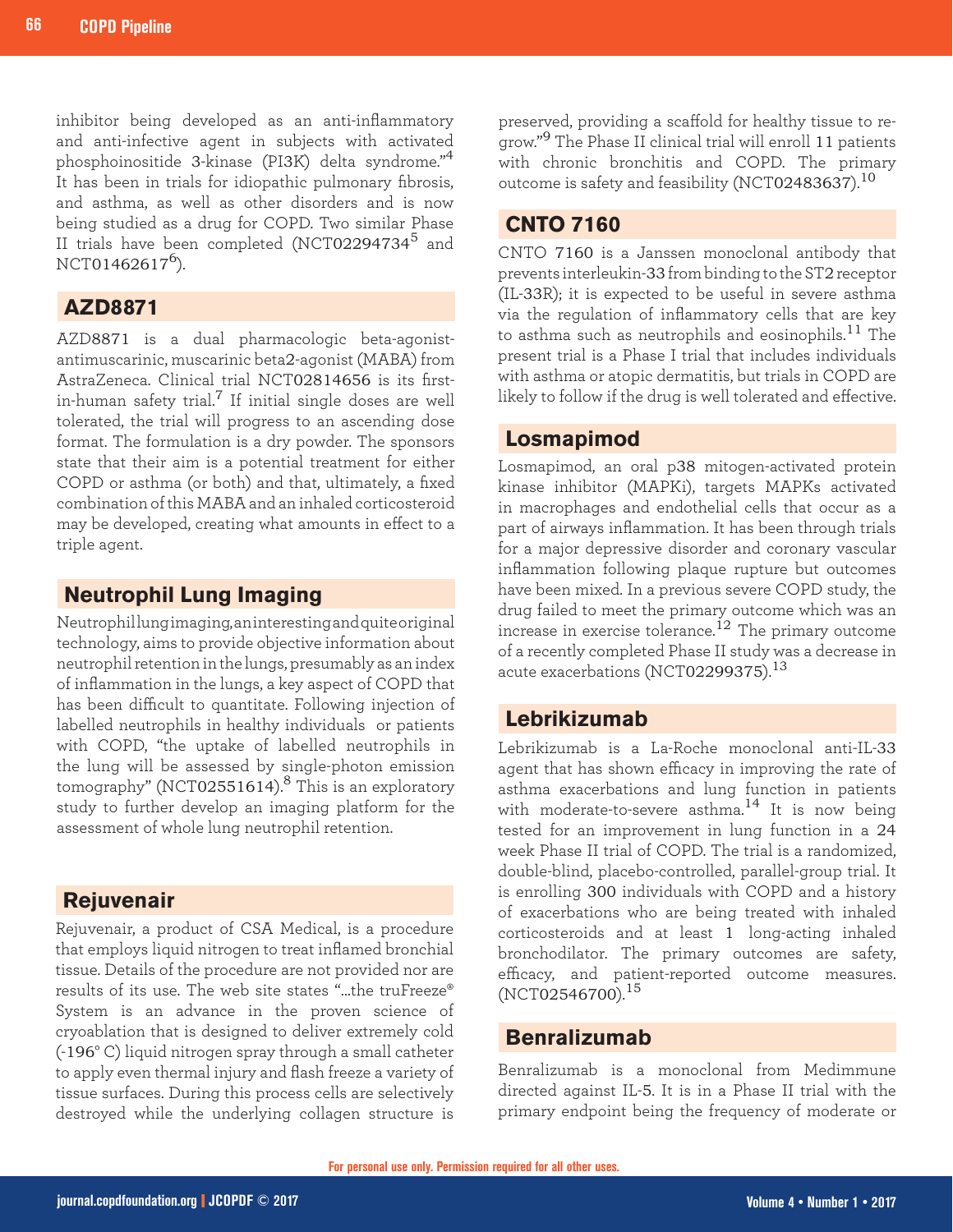inhibitor being developed as an anti-inflammatory and anti-infective agent in subjects with activated phosphoinositide 3-kinase (PI3K) delta syndrome."[4] It has been in trials for idiopathic pulmonary fibrosis, and asthma, as well as other disorders and is now being studied as a drug for COPD. Two similar Phase II trials have been completed (NCT02294734[5] and NCT01462617[6]).

## AZD8871

AZD8871 is a dual pharmacologic beta-agonist-antimuscarinic, muscarinic beta2-agonist (MABA) from AstraZeneca. Clinical trial NCT02814656 is its first-in-human safety trial.[7] If initial single doses are well tolerated, the trial will progress to an ascending dose format. The formulation is a dry powder. The sponsors state that their aim is a potential treatment for either COPD or asthma (or both) and that, ultimately, a fixed combination of this MABA and an inhaled corticosteroid may be developed, creating what amounts in effect to a triple agent.

## Neutrophil Lung Imaging

Neutrophil lung imaging, an interesting and quite original technology, aims to provide objective information about neutrophil retention in the lungs, presumably as an index of inflammation in the lungs, a key aspect of COPD that has been difficult to quantitate. Following injection of labelled neutrophils in healthy individuals or patients with COPD, "the uptake of labelled neutrophils in the lung will be assessed by single-photon emission tomography" (NCT02551614).[8] This is an exploratory study to further develop an imaging platform for the assessment of whole lung neutrophil retention.

## Rejuvenair

Rejuvenair, a product of CSA Medical, is a procedure that employs liquid nitrogen to treat inflamed bronchial tissue. Details of the procedure are not provided nor are results of its use. The web site states "...the truFreeze® System is an advance in the proven science of cryoablation that is designed to deliver extremely cold (-196° C) liquid nitrogen spray through a small catheter to apply even thermal injury and flash freeze a variety of tissue surfaces. During this process cells are selectively destroyed while the underlying collagen structure is preserved, providing a scaffold for healthy tissue to regrow."[9] The Phase II clinical trial will enroll 11 patients with chronic bronchitis and COPD. The primary outcome is safety and feasibility (NCT02483637).[10]

## CNTO 7160

CNTO 7160 is a Janssen monoclonal antibody that prevents interleukin-33 from binding to the ST2 receptor (IL-33R); it is expected to be useful in severe asthma via the regulation of inflammatory cells that are key to asthma such as neutrophils and eosinophils.[11] The present trial is a Phase I trial that includes individuals with asthma or atopic dermatitis, but trials in COPD are likely to follow if the drug is well tolerated and effective.

## Losmapimod

Losmapimod, an oral p38 mitogen-activated protein kinase inhibitor (MAPKi), targets MAPKs activated in macrophages and endothelial cells that occur as a part of airways inflammation. It has been through trials for a major depressive disorder and coronary vascular inflammation following plaque rupture but outcomes have been mixed. In a previous severe COPD study, the drug failed to meet the primary outcome which was an increase in exercise tolerance.[12] The primary outcome of a recently completed Phase II study was a decrease in acute exacerbations (NCT02299375).[13]

## Lebrikizumab

Lebrikizumab is a La-Roche monoclonal anti-IL-33 agent that has shown efficacy in improving the rate of asthma exacerbations and lung function in patients with moderate-to-severe asthma.[14] It is now being tested for an improvement in lung function in a 24 week Phase II trial of COPD. The trial is a randomized, double-blind, placebo-controlled, parallel-group trial. It is enrolling 300 individuals with COPD and a history of exacerbations who are being treated with inhaled corticosteroids and at least 1 long-acting inhaled bronchodilator. The primary outcomes are safety, efficacy, and patient-reported outcome measures. (NCT02546700).[15]

## Benralizumab

Benralizumab is a monoclonal from Medimmune directed against IL-5. It is in a Phase II trial with the primary endpoint being the frequency of moderate or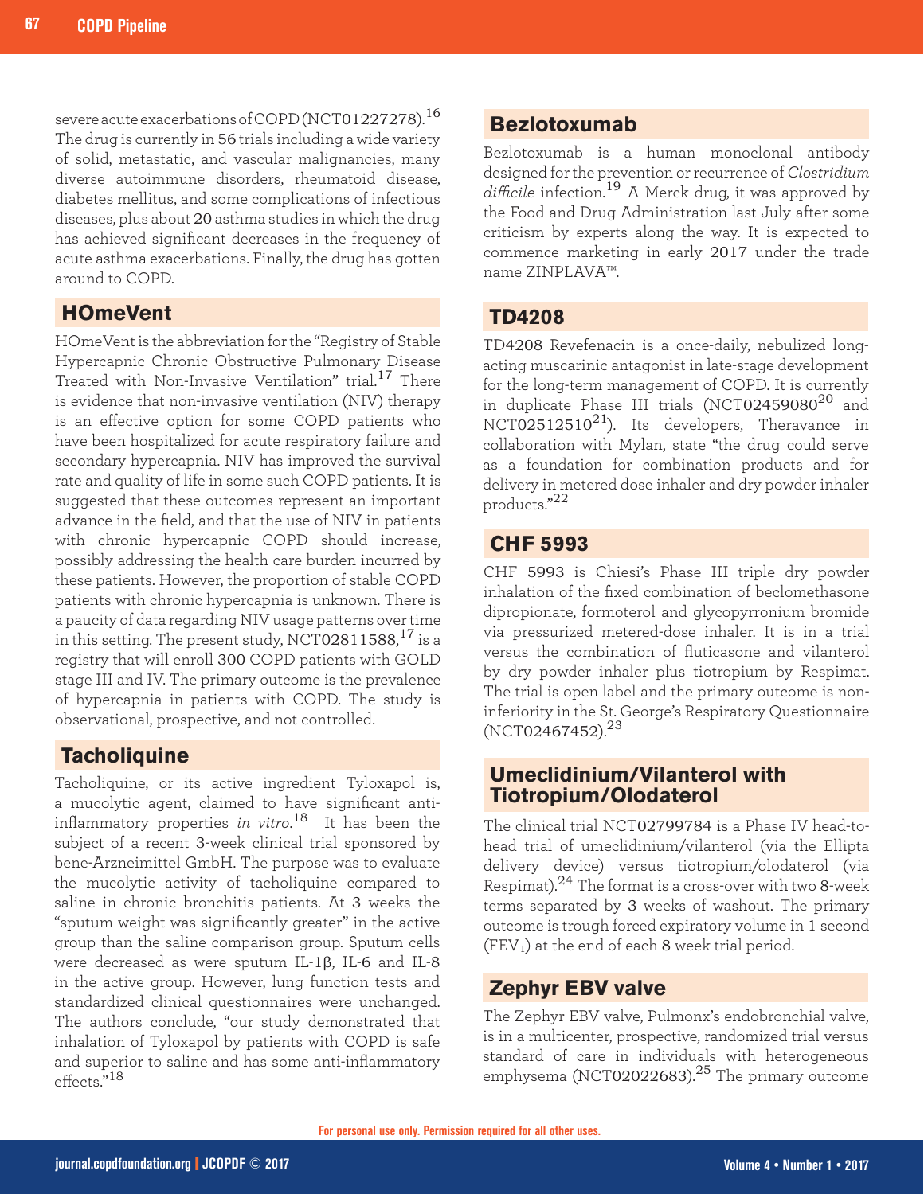severe acute exacerbations of COPD (NCT01227278).[16] The drug is currently in 56 trials including a wide variety of solid, metastatic, and vascular malignancies, many diverse autoimmune disorders, rheumatoid disease, diabetes mellitus, and some complications of infectious diseases, plus about 20 asthma studies in which the drug has achieved significant decreases in the frequency of acute asthma exacerbations. Finally, the drug has gotten around to COPD.

## HOmeVent

HOmeVent is the abbreviation for the "Registry of Stable Hypercapnic Chronic Obstructive Pulmonary Disease Treated with Non-Invasive Ventilation" trial.[17] There is evidence that non-invasive ventilation (NIV) therapy is an effective option for some COPD patients who have been hospitalized for acute respiratory failure and secondary hypercapnia. NIV has improved the survival rate and quality of life in some such COPD patients. It is suggested that these outcomes represent an important advance in the field, and that the use of NIV in patients with chronic hypercapnic COPD should increase, possibly addressing the health care burden incurred by these patients. However, the proportion of stable COPD patients with chronic hypercapnia is unknown. There is a paucity of data regarding NIV usage patterns over time in this setting. The present study, NCT02811588,[17] is a registry that will enroll 300 COPD patients with GOLD stage III and IV. The primary outcome is the prevalence of hypercapnia in patients with COPD. The study is observational, prospective, and not controlled.

## Tacholiquine

Tacholiquine, or its active ingredient Tyloxapol is, a mucolytic agent, claimed to have significant anti-inflammatory properties *in vitro*.[18] It has been the subject of a recent 3-week clinical trial sponsored by bene-Arzneimittel GmbH. The purpose was to evaluate the mucolytic activity of tacholiquine compared to saline in chronic bronchitis patients. At 3 weeks the "sputum weight was significantly greater" in the active group than the saline comparison group. Sputum cells were decreased as were sputum IL-1β, IL-6 and IL-8 in the active group. However, lung function tests and standardized clinical questionnaires were unchanged. The authors conclude, "our study demonstrated that inhalation of Tyloxapol by patients with COPD is safe and superior to saline and has some anti-inflammatory effects."[18]

## Bezlotoxumab

Bezlotoxumab is a human monoclonal antibody designed for the prevention or recurrence of *Clostridium difficile* infection.[19] A Merck drug, it was approved by the Food and Drug Administration last July after some criticism by experts along the way. It is expected to commence marketing in early 2017 under the trade name ZINPLAVA™.

## TD4208

TD4208 Revefenacin is a once-daily, nebulized long-acting muscarinic antagonist in late-stage development for the long-term management of COPD. It is currently in duplicate Phase III trials (NCT02459080[20] and NCT02512510[21]). Its developers, Theravance in collaboration with Mylan, state "the drug could serve as a foundation for combination products and for delivery in metered dose inhaler and dry powder inhaler products."[22]

## CHF 5993

CHF 5993 is Chiesi's Phase III triple dry powder inhalation of the fixed combination of beclomethasone dipropionate, formoterol and glycopyrronium bromide via pressurized metered-dose inhaler. It is in a trial versus the combination of fluticasone and vilanterol by dry powder inhaler plus tiotropium by Respimat. The trial is open label and the primary outcome is non-inferiority in the St. George's Respiratory Questionnaire (NCT02467452).[23]

## Umeclidinium/Vilanterol with Tiotropium/Olodaterol

The clinical trial NCT02799784 is a Phase IV head-to-head trial of umeclidinium/vilanterol (via the Ellipta delivery device) versus tiotropium/olodaterol (via Respimat).[24] The format is a cross-over with two 8-week terms separated by 3 weeks of washout. The primary outcome is trough forced expiratory volume in 1 second ($FEV_1$) at the end of each 8 week trial period.

## Zephyr EBV valve

The Zephyr EBV valve, Pulmonx's endobronchial valve, is in a multicenter, prospective, randomized trial versus standard of care in individuals with heterogeneous emphysema (NCT02022683).[25] The primary outcome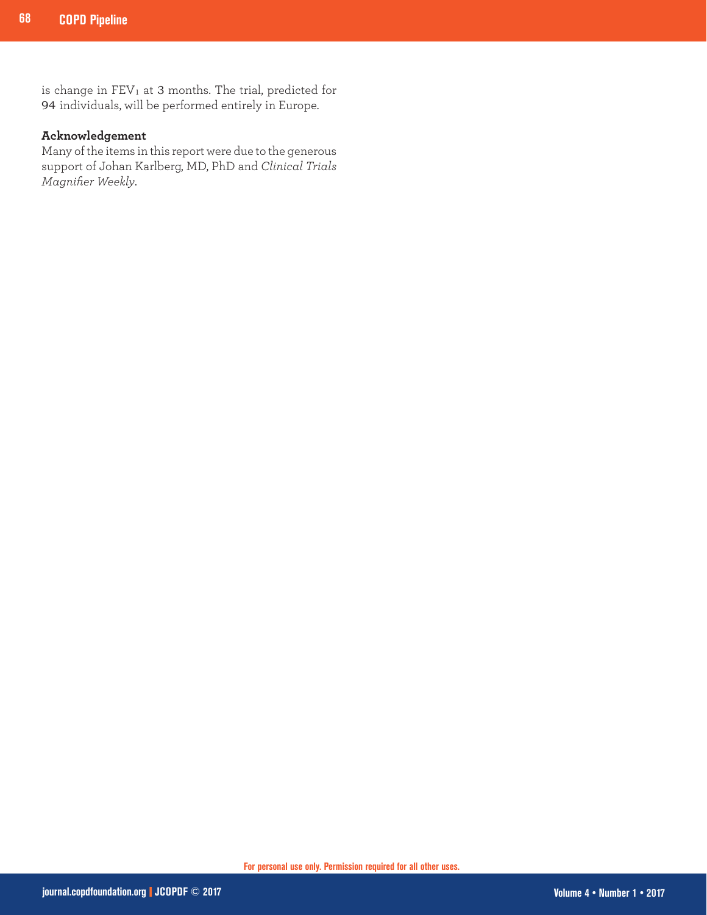is change in $FEV_1$ at 3 months. The trial, predicted for 94 individuals, will be performed entirely in Europe.

**Acknowledgement**

Many of the items in this report were due to the generous support of Johan Karlberg, MD, PhD and *Clinical Trials Magnifier Weekly*.

For personal use only. Permission required for all other uses.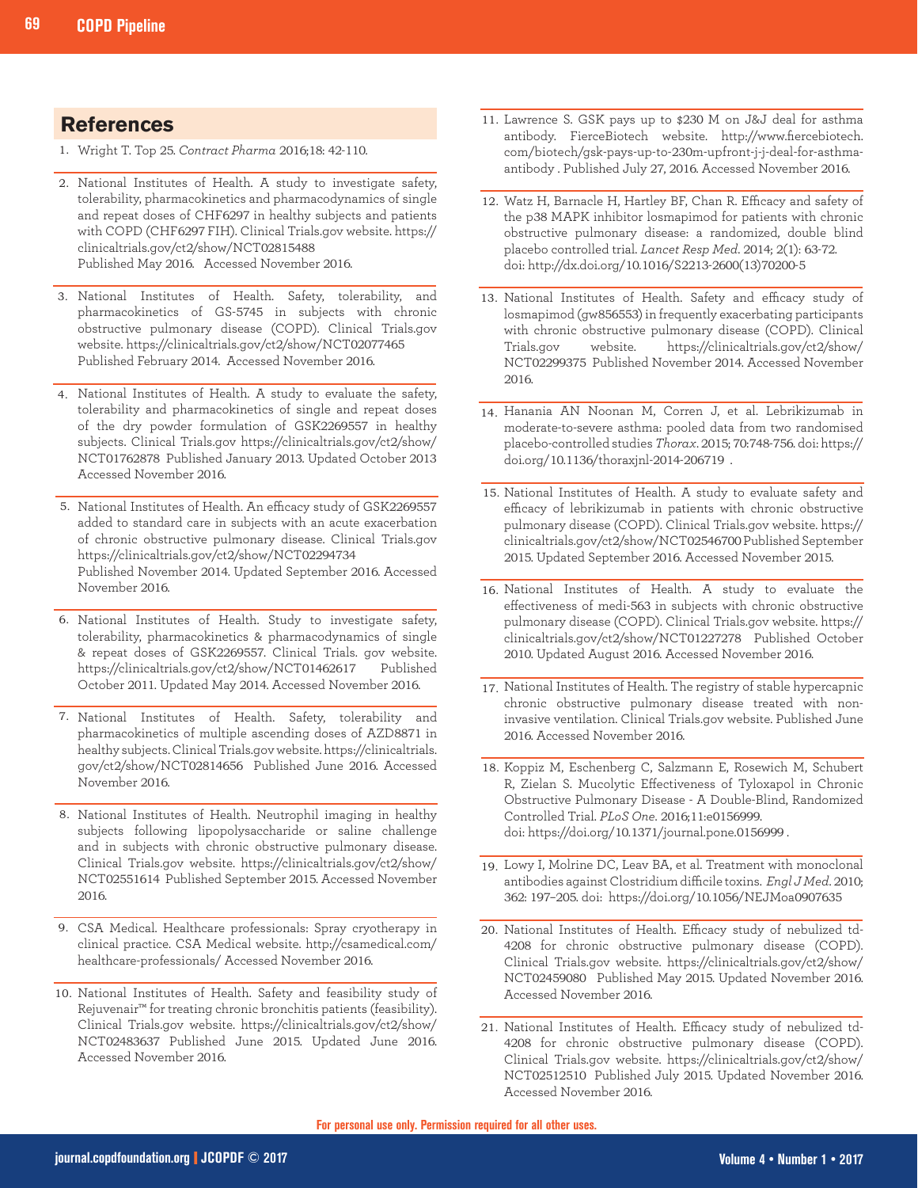## References

1. Wright T. Top 25. *Contract Pharma* 2016;18: 42-110.

2. National Institutes of Health. A study to investigate safety, tolerability, pharmacokinetics and pharmacodynamics of single and repeat doses of CHF6297 in healthy subjects and patients with COPD (CHF6297 FIH). Clinical Trials.gov website. https://clinicaltrials.gov/ct2/show/NCT02815488 Published May 2016. Accessed November 2016.

3. National Institutes of Health. Safety, tolerability, and pharmacokinetics of GS-5745 in subjects with chronic obstructive pulmonary disease (COPD). Clinical Trials.gov website. https://clinicaltrials.gov/ct2/show/NCT02077465 Published February 2014. Accessed November 2016.

4. National Institutes of Health. A study to evaluate the safety, tolerability and pharmacokinetics of single and repeat doses of the dry powder formulation of GSK2269557 in healthy subjects. Clinical Trials.gov https://clinicaltrials.gov/ct2/show/NCT01762878 Published January 2013. Updated October 2013 Accessed November 2016.

5. National Institutes of Health. An efficacy study of GSK2269557 added to standard care in subjects with an acute exacerbation of chronic obstructive pulmonary disease. Clinical Trials.gov https://clinicaltrials.gov/ct2/show/NCT02294734 Published November 2014. Updated September 2016. Accessed November 2016.

6. National Institutes of Health. Study to investigate safety, tolerability, pharmacokinetics & pharmacodynamics of single & repeat doses of GSK2269557. Clinical Trials. gov website. https://clinicaltrials.gov/ct2/show/NCT01462617 Published October 2011. Updated May 2014. Accessed November 2016.

7. National Institutes of Health. Safety, tolerability and pharmacokinetics of multiple ascending doses of AZD8871 in healthy subjects. Clinical Trials.gov website. https://clinicaltrials.gov/ct2/show/NCT02814656 Published June 2016. Accessed November 2016.

8. National Institutes of Health. Neutrophil imaging in healthy subjects following lipopolysaccharide or saline challenge and in subjects with chronic obstructive pulmonary disease. Clinical Trials.gov website. https://clinicaltrials.gov/ct2/show/NCT02551614 Published September 2015. Accessed November 2016.

9. CSA Medical. Healthcare professionals: Spray cryotherapy in clinical practice. CSA Medical website. http://csamedical.com/healthcare-professionals/ Accessed November 2016.

10. National Institutes of Health. Safety and feasibility study of Rejuvenair™ for treating chronic bronchitis patients (feasibility). Clinical Trials.gov website. https://clinicaltrials.gov/ct2/show/NCT02483637 Published June 2015. Updated June 2016. Accessed November 2016.

11. Lawrence S. GSK pays up to $230 M on J&J deal for asthma antibody. FierceBiotech website. http://www.fiercebiotech.com/biotech/gsk-pays-up-to-230m-upfront-j-j-deal-for-asthma-antibody . Published July 27, 2016. Accessed November 2016.

12. Watz H, Barnacle H, Hartley BF, Chan R. Efficacy and safety of the p38 MAPK inhibitor losmapimod for patients with chronic obstructive pulmonary disease: a randomized, double blind placebo controlled trial. *Lancet Resp Med*. 2014; 2(1): 63-72. doi: http://dx.doi.org/10.1016/S2213-2600(13)70200-5

13. National Institutes of Health. Safety and efficacy study of losmapimod (gw856553) in frequently exacerbating participants with chronic obstructive pulmonary disease (COPD). Clinical Trials.gov website. https://clinicaltrials.gov/ct2/show/NCT02299375 Published November 2014. Accessed November 2016.

14. Hanania AN Noonan M, Corren J, et al. Lebrikizumab in moderate-to-severe asthma: pooled data from two randomised placebo-controlled studies *Thorax*. 2015; 70:748-756. doi: https://doi.org/10.1136/thoraxjnl-2014-206719 .

15. National Institutes of Health. A study to evaluate safety and efficacy of lebrikizumab in patients with chronic obstructive pulmonary disease (COPD). Clinical Trials.gov website. https://clinicaltrials.gov/ct2/show/NCT02546700 Published September 2015. Updated September 2016. Accessed November 2015.

16. National Institutes of Health. A study to evaluate the effectiveness of medi-563 in subjects with chronic obstructive pulmonary disease (COPD). Clinical Trials.gov website. https://clinicaltrials.gov/ct2/show/NCT01227278 Published October 2010. Updated August 2016. Accessed November 2016.

17. National Institutes of Health. The registry of stable hypercapnic chronic obstructive pulmonary disease treated with non-invasive ventilation. Clinical Trials.gov website. Published June 2016. Accessed November 2016.

18. Koppiz M, Eschenberg C, Salzmann E, Rosewich M, Schubert R, Zielan S. Mucolytic Effectiveness of Tyloxapol in Chronic Obstructive Pulmonary Disease - A Double-Blind, Randomized Controlled Trial. *PLoS One*. 2016;11:e0156999. doi: https://doi.org/10.1371/journal.pone.0156999 .

19. Lowy I, Molrine DC, Leav BA, et al. Treatment with monoclonal antibodies against Clostridium difficile toxins. *Engl J Med*. 2010; 362: 197–205. doi: https://doi.org/10.1056/NEJMoa0907635

20. National Institutes of Health. Efficacy study of nebulized td-4208 for chronic obstructive pulmonary disease (COPD). Clinical Trials.gov website. https://clinicaltrials.gov/ct2/show/NCT02459080 Published May 2015. Updated November 2016. Accessed November 2016.

21. National Institutes of Health. Efficacy study of nebulized td-4208 for chronic obstructive pulmonary disease (COPD). Clinical Trials.gov website. https://clinicaltrials.gov/ct2/show/NCT02512510 Published July 2015. Updated November 2016. Accessed November 2016.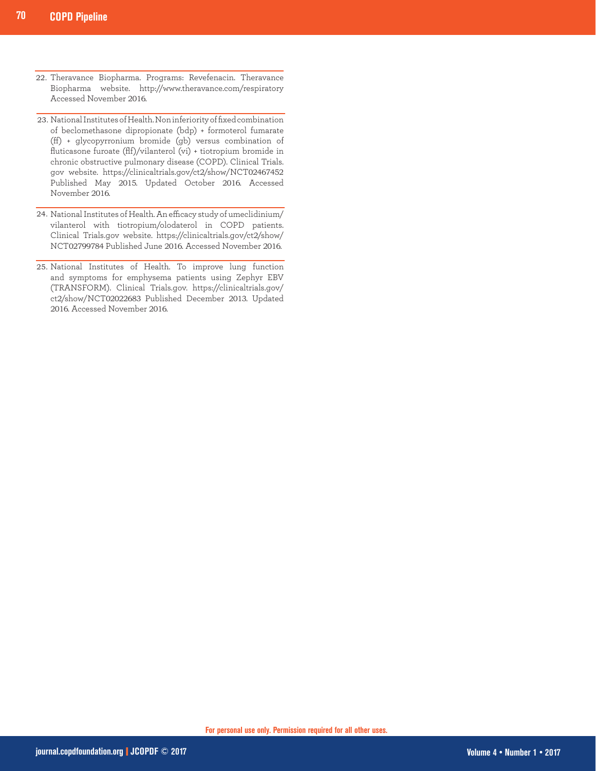22. Theravance Biopharma. Programs: Revefenacin. Theravance Biopharma website. http://www.theravance.com/respiratory Accessed November 2016.

23. National Institutes of Health. Non inferiority of fixed combination of beclomethasone dipropionate (bdp) + formoterol fumarate (ff) + glycopyrronium bromide (gb) versus combination of fluticasone furoate (flf)/vilanterol (vi) + tiotropium bromide in chronic obstructive pulmonary disease (COPD). Clinical Trials.gov website. https://clinicaltrials.gov/ct2/show/NCT02467452 Published May 2015. Updated October 2016. Accessed November 2016.

24. National Institutes of Health. An efficacy study of umeclidinium/vilanterol with tiotropium/olodaterol in COPD patients. Clinical Trials.gov website. https://clinicaltrials.gov/ct2/show/NCT02799784 Published June 2016. Accessed November 2016.

25. National Institutes of Health. To improve lung function and symptoms for emphysema patients using Zephyr EBV (TRANSFORM). Clinical Trials.gov. https://clinicaltrials.gov/ct2/show/NCT02022683 Published December 2013. Updated 2016. Accessed November 2016.

For personal use only. Permission required for all other uses.